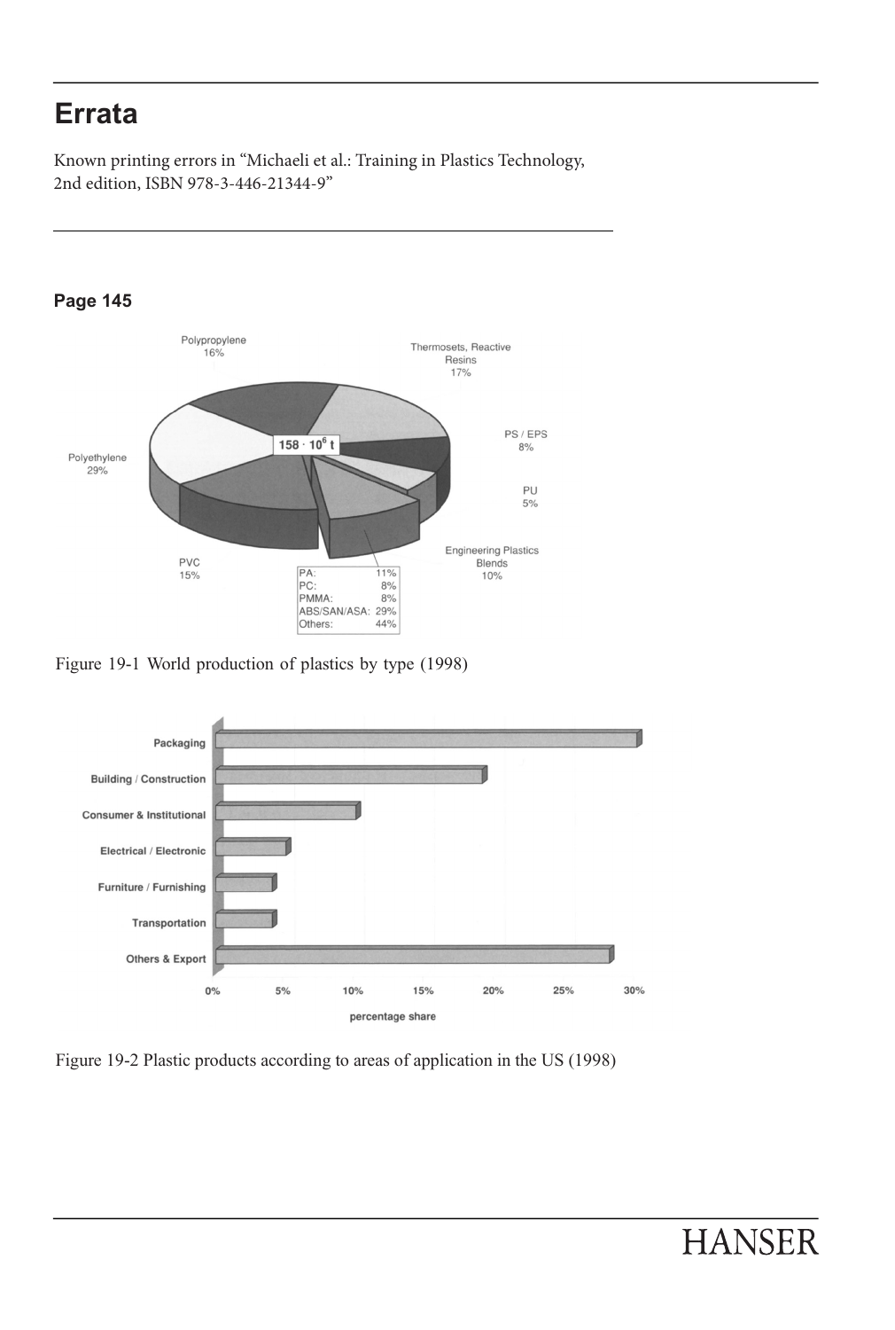# Errata

Known printing errors in "Michaeli et al.: Training in Plastics Technology, 2nd edition, ISBN 978-3-446-21344-9"

### Page 145

Polypropylene 16%

Thermosets, Reactive Resins 17%

PS / EPS 8%

PU 5%

Engineering Plastics Blends 10%

PVC 15%

Polyethylene 29%

$158 \cdot 10^6$ t

| | |
|---|---|
| PA: | 11% |
| PC: | 8% |
| PMMA: | 8% |
| ABS/SAN/ASA: | 29% |
| Others: | 44% |

Figure 19-1 World production of plastics by type (1998)

Packaging

Building / Construction

Consumer & Institutional

Electrical / Electronic

Furniture / Furnishing

Transportation

Others & Export

0% 5% 10% 15% 20% 25% 30%

percentage share

Figure 19-2 Plastic products according to areas of application in the US (1998)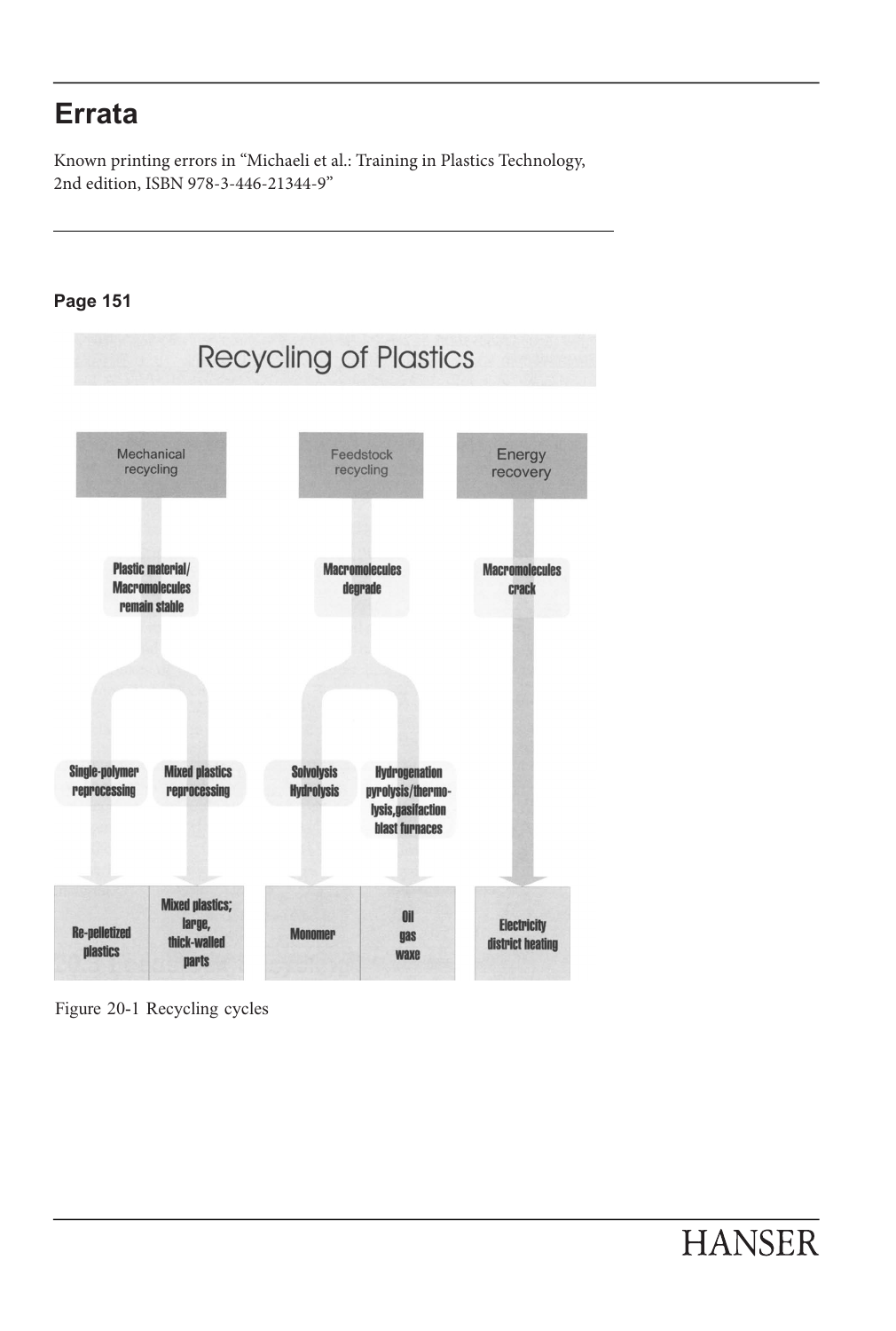# Errata

Known printing errors in "Michaeli et al.: Training in Plastics Technology, 2nd edition, ISBN 978-3-446-21344-9"

**Page 151**

Recycling of Plastics

| Mechanical recycling | | Feedstock recycling | | Energy recovery |
|---|---|---|---|---|
| Plastic material/ Macromolecules remain stable | | Macromolecules degrade | | Macromolecules crack |
| Single-polymer reprocessing | Mixed plastics reprocessing | Solvolysis Hydrolysis | Hydrogenation pyrolysis/thermo-lysis,gasifaction blast furnaces | |
| Re-pelletized plastics | Mixed plastics; large, thick-walled parts | Monomer | Oil gas waxe | Electricity district heating |

Figure 20-1 Recycling cycles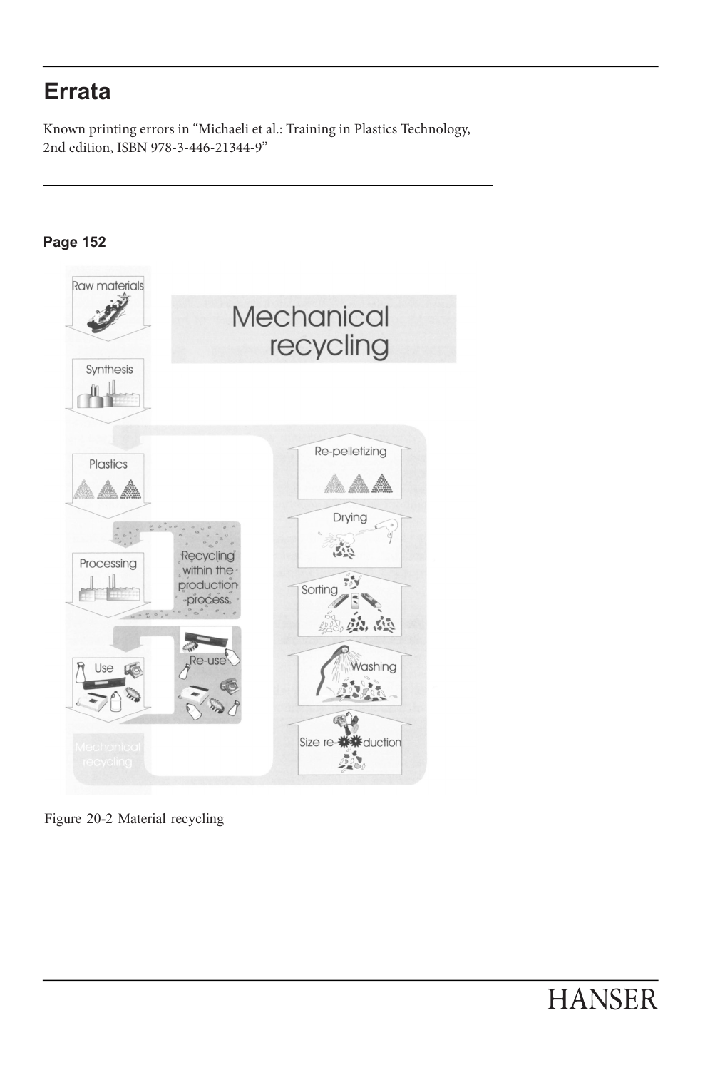# Errata

Known printing errors in "Michaeli et al.: Training in Plastics Technology, 2nd edition, ISBN 978-3-446-21344-9"

**Page 152**

Figure 20-2 Material recycling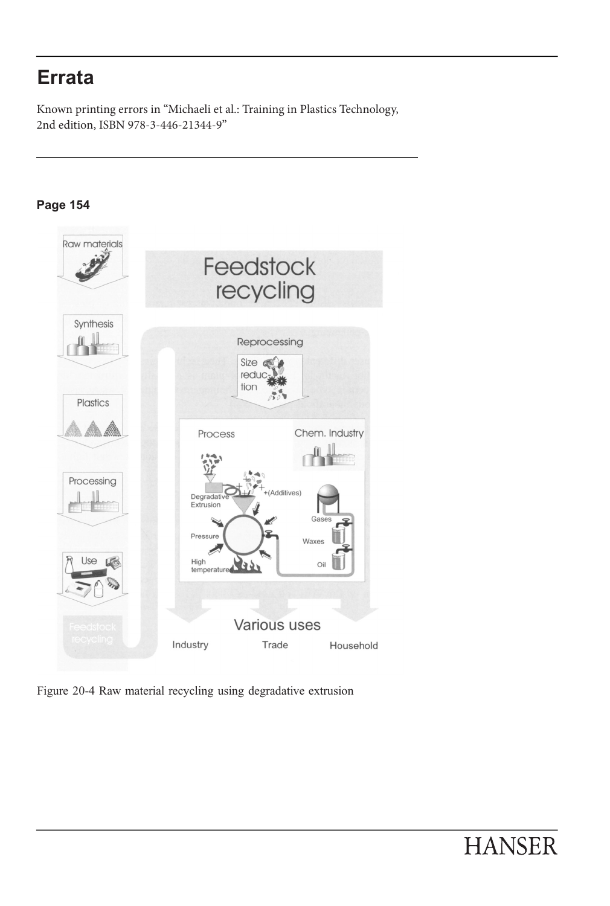# Errata

Known printing errors in "Michaeli et al.: Training in Plastics Technology, 2nd edition, ISBN 978-3-446-21344-9"

**Page 154**

Figure 20-4 Raw material recycling using degradative extrusion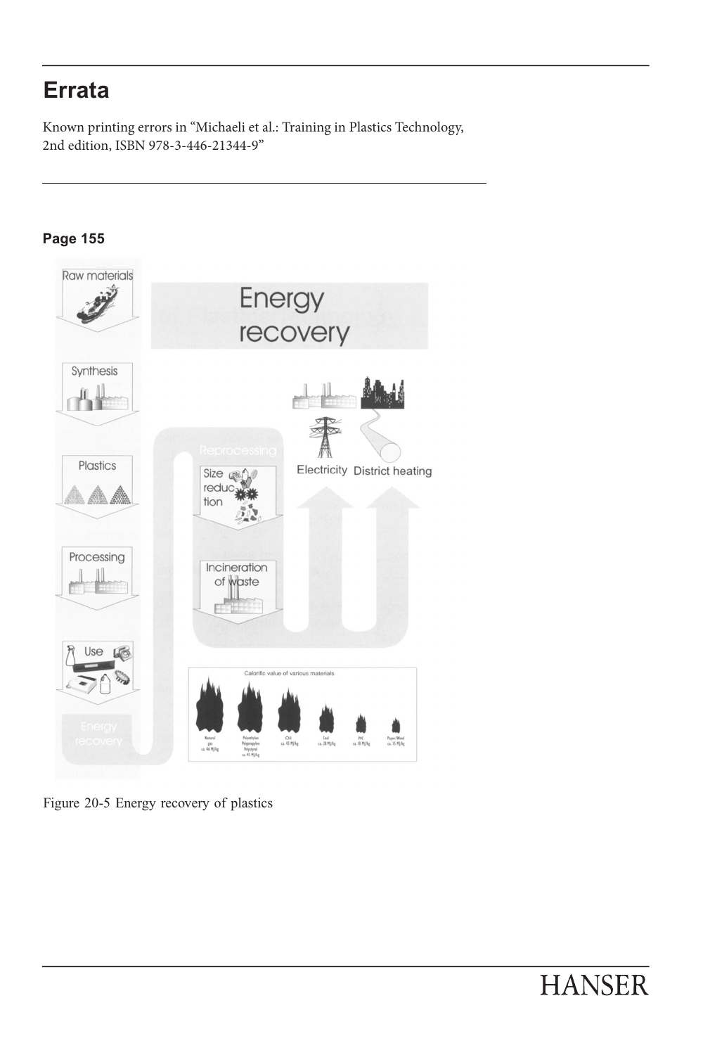# Errata

Known printing errors in "Michaeli et al.: Training in Plastics Technology, 2nd edition, ISBN 978-3-446-21344-9"

**Page 155**

Raw materials

Energy recovery

Synthesis

Plastics

Reprocessing

Size reduction

Electricity

District heating

Processing

Incineration of waste

Use

Energy recovery

Calorific value of various materials

Natural gas ca. 46 MJ/kg

Polyethylen Polypropylen Polystyrol ca. 45 MJ/kg

Oil ca. 43 MJ/kg

Coal ca. 28 MJ/kg

PVC ca. 18 MJ/kg

Paper/Wood ca. 15 MJ/kg

Figure 20-5 Energy recovery of plastics